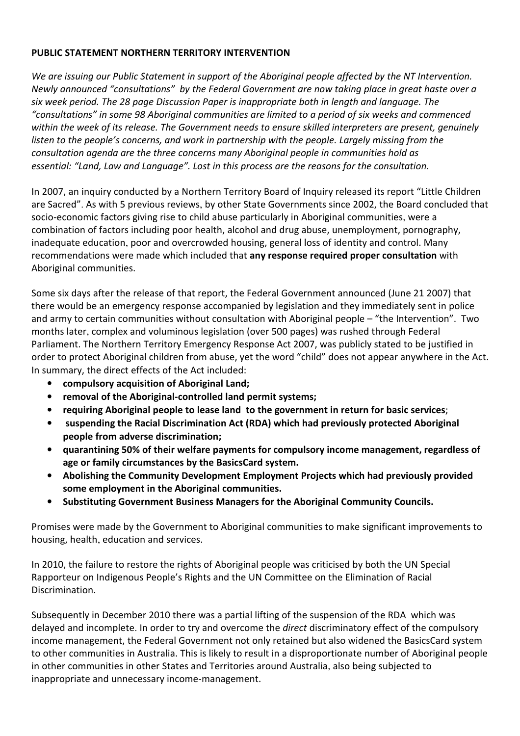**PUBLIC STATEMENT NORTHERN TERRITORY INTERVENTION**

*We are issuing our Public Statement in support of the Aboriginal people affected by the NT Intervention. Newly announced "consultations" by the Federal Government are now taking place in great haste over a six week period. The 28 page Discussion Paper is inappropriate both in length and language. The "consultations" in some 98 Aboriginal communities are limited to a period of six weeks and commenced within the week of its release. The Government needs to ensure skilled interpreters are present, genuinely listen to the people's concerns, and work in partnership with the people. Largely missing from the consultation agenda are the three concerns many Aboriginal people in communities hold as essential: "Land, Law and Language". Lost in this process are the reasons for the consultation.*

In 2007, an inquiry conducted by a Northern Territory Board of Inquiry released its report "Little Children are Sacred". As with 5 previous reviews, by other State Governments since 2002, the Board concluded that socio-economic factors giving rise to child abuse particularly in Aboriginal communities, were a combination of factors including poor health, alcohol and drug abuse, unemployment, pornography, inadequate education, poor and overcrowded housing, general loss of identity and control. Many recommendations were made which included that **any response required proper consultation** with Aboriginal communities.

Some six days after the release of that report, the Federal Government announced (June 21 2007) that there would be an emergency response accompanied by legislation and they immediately sent in police and army to certain communities without consultation with Aboriginal people – "the Intervention". Two months later, complex and voluminous legislation (over 500 pages) was rushed through Federal Parliament. The Northern Territory Emergency Response Act 2007, was publicly stated to be justified in order to protect Aboriginal children from abuse, yet the word "child" does not appear anywhere in the Act. In summary, the direct effects of the Act included:

- **compulsory acquisition of Aboriginal Land;**
- **removal of the Aboriginal-controlled land permit systems;**
- **requiring Aboriginal people to lease land to the government in return for basic services**;
- **suspending the Racial Discrimination Act (RDA) which had previously protected Aboriginal people from adverse discrimination;**
- **quarantining 50% of their welfare payments for compulsory income management, regardless of age or family circumstances by the BasicsCard system.**
- **Abolishing the Community Development Employment Projects which had previously provided some employment in the Aboriginal communities.**
- **Substituting Government Business Managers for the Aboriginal Community Councils.**

Promises were made by the Government to Aboriginal communities to make significant improvements to housing, health, education and services.

In 2010, the failure to restore the rights of Aboriginal people was criticised by both the UN Special Rapporteur on Indigenous People's Rights and the UN Committee on the Elimination of Racial Discrimination.

Subsequently in December 2010 there was a partial lifting of the suspension of the RDA which was delayed and incomplete. In order to try and overcome the *direct* discriminatory effect of the compulsory income management, the Federal Government not only retained but also widened the BasicsCard system to other communities in Australia. This is likely to result in a disproportionate number of Aboriginal people in other communities in other States and Territories around Australia, also being subjected to inappropriate and unnecessary income-management.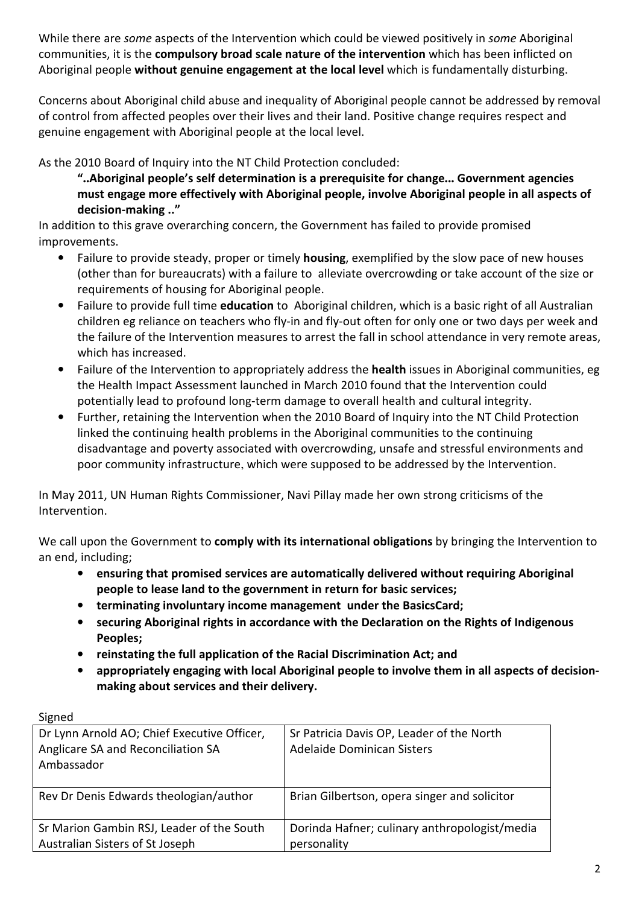While there are *some* aspects of the Intervention which could be viewed positively in *some* Aboriginal communities, it is the **compulsory broad scale nature of the intervention** which has been inflicted on Aboriginal people **without genuine engagement at the local level** which is fundamentally disturbing.

Concerns about Aboriginal child abuse and inequality of Aboriginal people cannot be addressed by removal of control from affected peoples over their lives and their land. Positive change requires respect and genuine engagement with Aboriginal people at the local level.

As the 2010 Board of Inquiry into the NT Child Protection concluded:

> **"..Aboriginal people's self determination is a prerequisite for change… Government agencies must engage more effectively with Aboriginal people, involve Aboriginal people in all aspects of decision-making .."**

In addition to this grave overarching concern, the Government has failed to provide promised improvements.

- Failure to provide steady, proper or timely **housing**, exemplified by the slow pace of new houses (other than for bureaucrats) with a failure to alleviate overcrowding or take account of the size or requirements of housing for Aboriginal people.
- Failure to provide full time **education** to Aboriginal children, which is a basic right of all Australian children eg reliance on teachers who fly-in and fly-out often for only one or two days per week and the failure of the Intervention measures to arrest the fall in school attendance in very remote areas, which has increased.
- Failure of the Intervention to appropriately address the **health** issues in Aboriginal communities, eg the Health Impact Assessment launched in March 2010 found that the Intervention could potentially lead to profound long-term damage to overall health and cultural integrity.
- Further, retaining the Intervention when the 2010 Board of Inquiry into the NT Child Protection linked the continuing health problems in the Aboriginal communities to the continuing disadvantage and poverty associated with overcrowding, unsafe and stressful environments and poor community infrastructure, which were supposed to be addressed by the Intervention.

In May 2011, UN Human Rights Commissioner, Navi Pillay made her own strong criticisms of the Intervention.

We call upon the Government to **comply with its international obligations** by bringing the Intervention to an end, including;

- **ensuring that promised services are automatically delivered without requiring Aboriginal people to lease land to the government in return for basic services;**
- **terminating involuntary income management under the BasicsCard;**
- **securing Aboriginal rights in accordance with the Declaration on the Rights of Indigenous Peoples;**
- **reinstating the full application of the Racial Discrimination Act; and**
- **appropriately engaging with local Aboriginal people to involve them in all aspects of decision-making about services and their delivery.**

Signed

| | |
|---|---|
| Dr Lynn Arnold AO; Chief Executive Officer, Anglicare SA and Reconciliation SA Ambassador | Sr Patricia Davis OP, Leader of the North Adelaide Dominican Sisters |
| Rev Dr Denis Edwards theologian/author | Brian Gilbertson, opera singer and solicitor |
| Sr Marion Gambin RSJ, Leader of the South Australian Sisters of St Joseph | Dorinda Hafner; culinary anthropologist/media personality |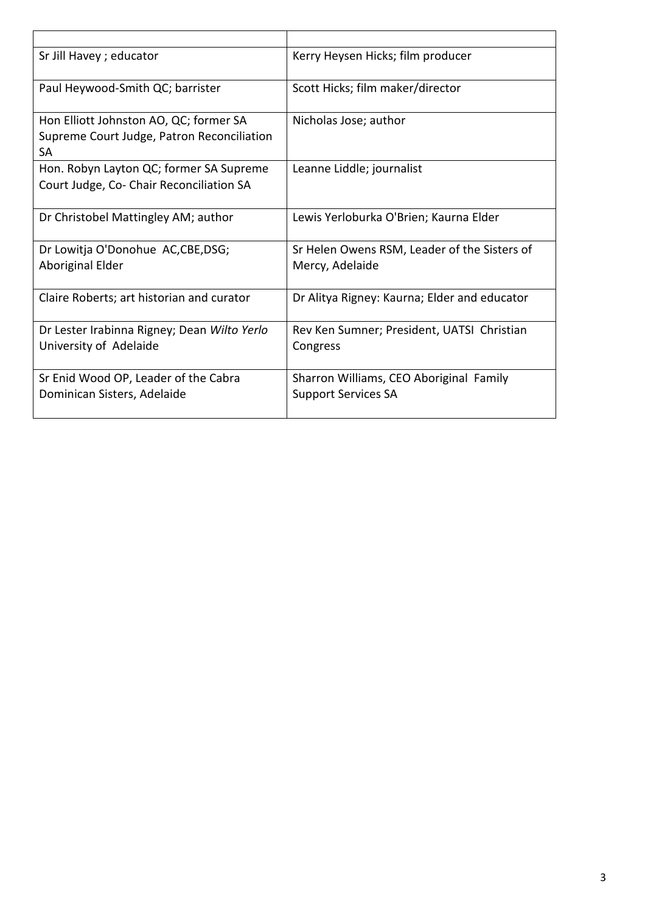| | |
|---|---|
| Sr Jill Havey ; educator | Kerry Heysen Hicks; film producer |
| Paul Heywood-Smith QC; barrister | Scott Hicks; film maker/director |
| Hon Elliott Johnston AO, QC; former SA Supreme Court Judge, Patron Reconciliation SA | Nicholas Jose; author |
| Hon. Robyn Layton QC; former SA Supreme Court Judge, Co- Chair Reconciliation SA | Leanne Liddle; journalist |
| Dr Christobel Mattingley AM; author | Lewis Yerloburka O'Brien; Kaurna Elder |
| Dr Lowitja O'Donohue AC,CBE,DSG; Aboriginal Elder | Sr Helen Owens RSM, Leader of the Sisters of Mercy, Adelaide |
| Claire Roberts; art historian and curator | Dr Alitya Rigney: Kaurna; Elder and educator |
| Dr Lester Irabinna Rigney; Dean *Wilto Yerlo* University of Adelaide | Rev Ken Sumner; President, UATSI Christian Congress |
| Sr Enid Wood OP, Leader of the Cabra Dominican Sisters, Adelaide | Sharron Williams, CEO Aboriginal Family Support Services SA |